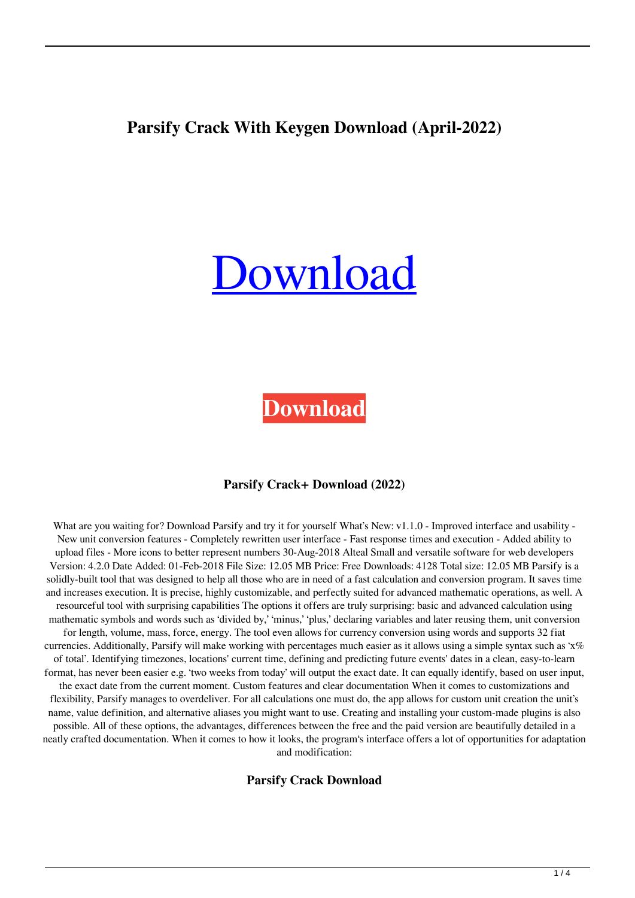# Parsify Crack With Keygen Download (April-2022)

Download

**Download**

### Parsify Crack+ Download (2022)

What are you waiting for? Download Parsify and try it for yourself What's New: v1.1.0 - Improved interface and usability - New unit conversion features - Completely rewritten user interface - Fast response times and execution - Added ability to upload files - More icons to better represent numbers 30-Aug-2018 Alteal Small and versatile software for web developers Version: 4.2.0 Date Added: 01-Feb-2018 File Size: 12.05 MB Price: Free Downloads: 4128 Total size: 12.05 MB Parsify is a solidly-built tool that was designed to help all those who are in need of a fast calculation and conversion program. It saves time and increases execution. It is precise, highly customizable, and perfectly suited for advanced mathematic operations, as well. A resourceful tool with surprising capabilities The options it offers are truly surprising: basic and advanced calculation using mathematic symbols and words such as 'divided by,' 'minus,' 'plus,' declaring variables and later reusing them, unit conversion for length, volume, mass, force, energy. The tool even allows for currency conversion using words and supports 32 fiat currencies. Additionally, Parsify will make working with percentages much easier as it allows using a simple syntax such as 'x% of total'. Identifying timezones, locations' current time, defining and predicting future events' dates in a clean, easy-to-learn format, has never been easier e.g. 'two weeks from today' will output the exact date. It can equally identify, based on user input, the exact date from the current moment. Custom features and clear documentation When it comes to customizations and flexibility, Parsify manages to overdeliver. For all calculations one must do, the app allows for custom unit creation the unit's name, value definition, and alternative aliases you might want to use. Creating and installing your custom-made plugins is also possible. All of these options, the advantages, differences between the free and the paid version are beautifully detailed in a neatly crafted documentation. When it comes to how it looks, the program's interface offers a lot of opportunities for adaptation and modification:

### Parsify Crack Download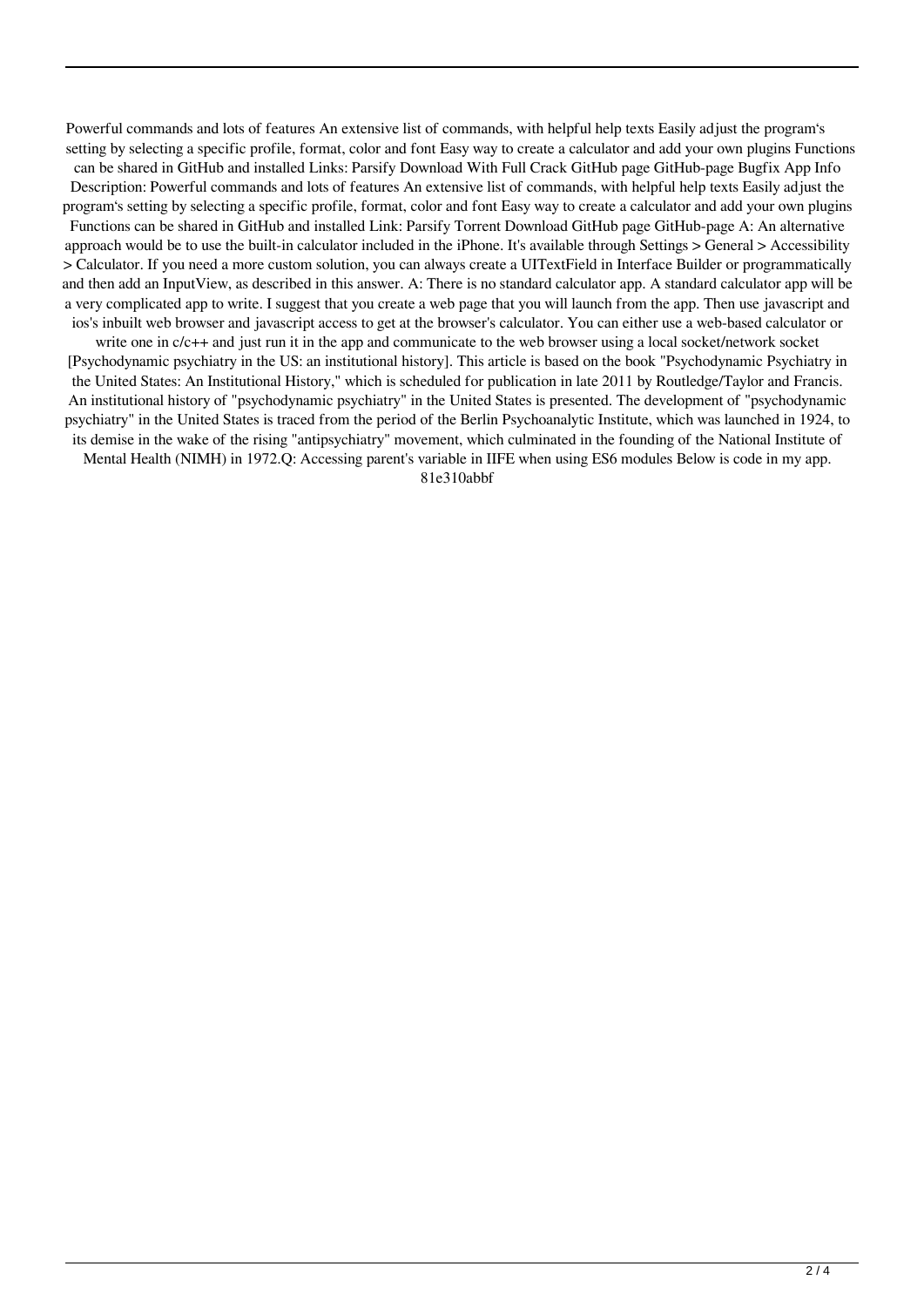Powerful commands and lots of features An extensive list of commands, with helpful help texts Easily adjust the program's setting by selecting a specific profile, format, color and font Easy way to create a calculator and add your own plugins Functions can be shared in GitHub and installed Links: Parsify Download With Full Crack GitHub page GitHub-page Bugfix App Info Description: Powerful commands and lots of features An extensive list of commands, with helpful help texts Easily adjust the program's setting by selecting a specific profile, format, color and font Easy way to create a calculator and add your own plugins Functions can be shared in GitHub and installed Link: Parsify Torrent Download GitHub page GitHub-page A: An alternative approach would be to use the built-in calculator included in the iPhone. It's available through Settings > General > Accessibility > Calculator. If you need a more custom solution, you can always create a UITextField in Interface Builder or programmatically and then add an InputView, as described in this answer. A: There is no standard calculator app. A standard calculator app will be a very complicated app to write. I suggest that you create a web page that you will launch from the app. Then use javascript and ios's inbuilt web browser and javascript access to get at the browser's calculator. You can either use a web-based calculator or write one in c/c++ and just run it in the app and communicate to the web browser using a local socket/network socket [Psychodynamic psychiatry in the US: an institutional history]. This article is based on the book "Psychodynamic Psychiatry in the United States: An Institutional History," which is scheduled for publication in late 2011 by Routledge/Taylor and Francis. An institutional history of "psychodynamic psychiatry" in the United States is presented. The development of "psychodynamic psychiatry" in the United States is traced from the period of the Berlin Psychoanalytic Institute, which was launched in 1924, to its demise in the wake of the rising "antipsychiatry" movement, which culminated in the founding of the National Institute of Mental Health (NIMH) in 1972.Q: Accessing parent's variable in IIFE when using ES6 modules Below is code in my app.

81e310abbf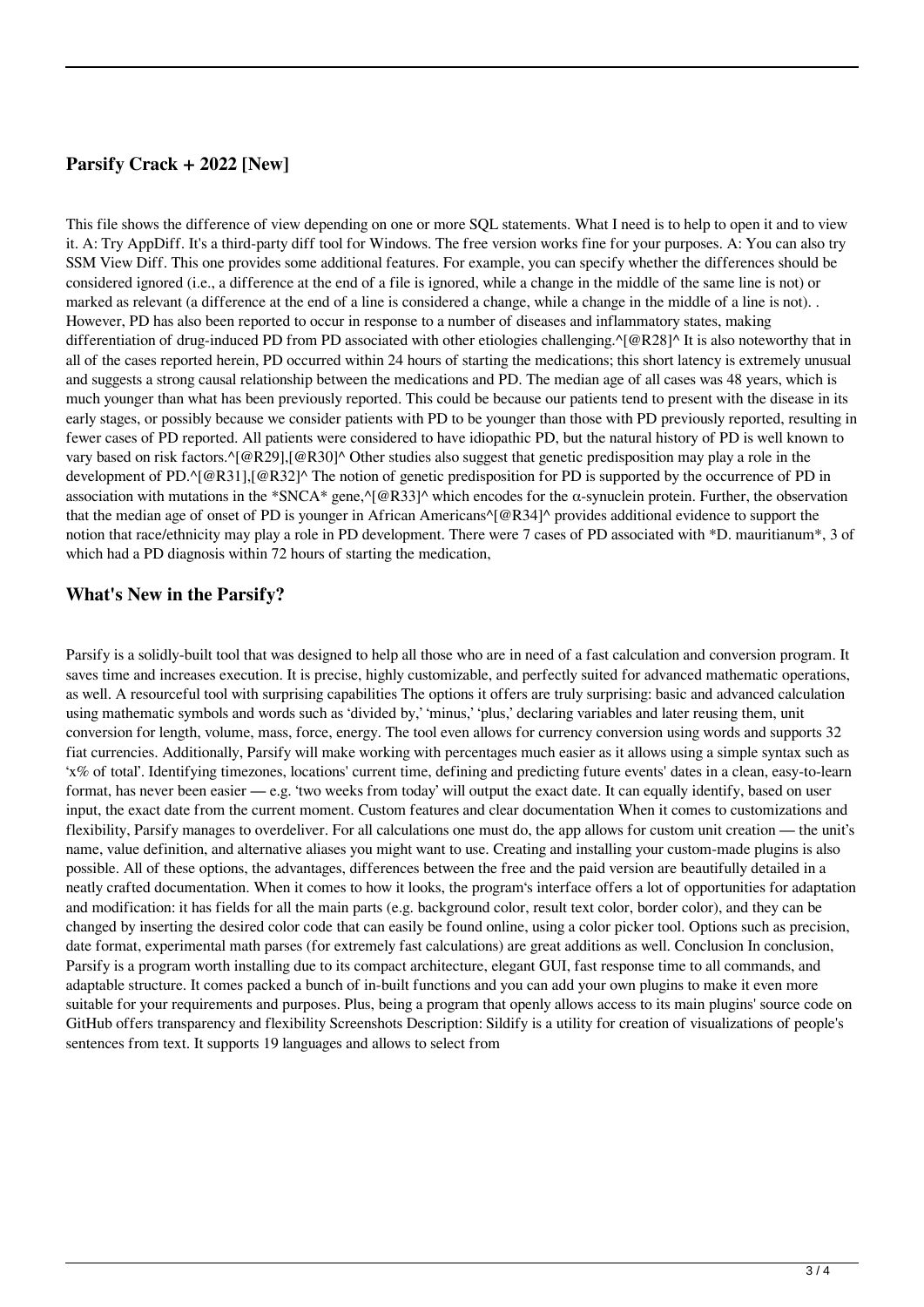## Parsify Crack + 2022 [New]

This file shows the difference of view depending on one or more SQL statements. What I need is to help to open it and to view it. A: Try AppDiff. It's a third-party diff tool for Windows. The free version works fine for your purposes. A: You can also try SSM View Diff. This one provides some additional features. For example, you can specify whether the differences should be considered ignored (i.e., a difference at the end of a file is ignored, while a change in the middle of the same line is not) or marked as relevant (a difference at the end of a line is considered a change, while a change in the middle of a line is not). . However, PD has also been reported to occur in response to a number of diseases and inflammatory states, making differentiation of drug-induced PD from PD associated with other etiologies challenging.^[@R28]^ It is also noteworthy that in all of the cases reported herein, PD occurred within 24 hours of starting the medications; this short latency is extremely unusual and suggests a strong causal relationship between the medications and PD. The median age of all cases was 48 years, which is much younger than what has been previously reported. This could be because our patients tend to present with the disease in its early stages, or possibly because we consider patients with PD to be younger than those with PD previously reported, resulting in fewer cases of PD reported. All patients were considered to have idiopathic PD, but the natural history of PD is well known to vary based on risk factors.^[@R29],[@R30]^ Other studies also suggest that genetic predisposition may play a role in the development of PD.^[@R31],[@R32]^ The notion of genetic predisposition for PD is supported by the occurrence of PD in association with mutations in the *SNCA* gene,^[@R33]^ which encodes for the α-synuclein protein. Further, the observation that the median age of onset of PD is younger in African Americans^[@R34]^ provides additional evidence to support the notion that race/ethnicity may play a role in PD development. There were 7 cases of PD associated with *D. mauritianum*, 3 of which had a PD diagnosis within 72 hours of starting the medication,

## What's New in the Parsify?

Parsify is a solidly-built tool that was designed to help all those who are in need of a fast calculation and conversion program. It saves time and increases execution. It is precise, highly customizable, and perfectly suited for advanced mathematic operations, as well. A resourceful tool with surprising capabilities The options it offers are truly surprising: basic and advanced calculation using mathematic symbols and words such as 'divided by,' 'minus,' 'plus,' declaring variables and later reusing them, unit conversion for length, volume, mass, force, energy. The tool even allows for currency conversion using words and supports 32 fiat currencies. Additionally, Parsify will make working with percentages much easier as it allows using a simple syntax such as 'x% of total'. Identifying timezones, locations' current time, defining and predicting future events' dates in a clean, easy-to-learn format, has never been easier — e.g. 'two weeks from today' will output the exact date. It can equally identify, based on user input, the exact date from the current moment. Custom features and clear documentation When it comes to customizations and flexibility, Parsify manages to overdeliver. For all calculations one must do, the app allows for custom unit creation — the unit's name, value definition, and alternative aliases you might want to use. Creating and installing your custom-made plugins is also possible. All of these options, the advantages, differences between the free and the paid version are beautifully detailed in a neatly crafted documentation. When it comes to how it looks, the program's interface offers a lot of opportunities for adaptation and modification: it has fields for all the main parts (e.g. background color, result text color, border color), and they can be changed by inserting the desired color code that can easily be found online, using a color picker tool. Options such as precision, date format, experimental math parses (for extremely fast calculations) are great additions as well. Conclusion In conclusion, Parsify is a program worth installing due to its compact architecture, elegant GUI, fast response time to all commands, and adaptable structure. It comes packed a bunch of in-built functions and you can add your own plugins to make it even more suitable for your requirements and purposes. Plus, being a program that openly allows access to its main plugins' source code on GitHub offers transparency and flexibility Screenshots Description: Sildify is a utility for creation of visualizations of people's sentences from text. It supports 19 languages and allows to select from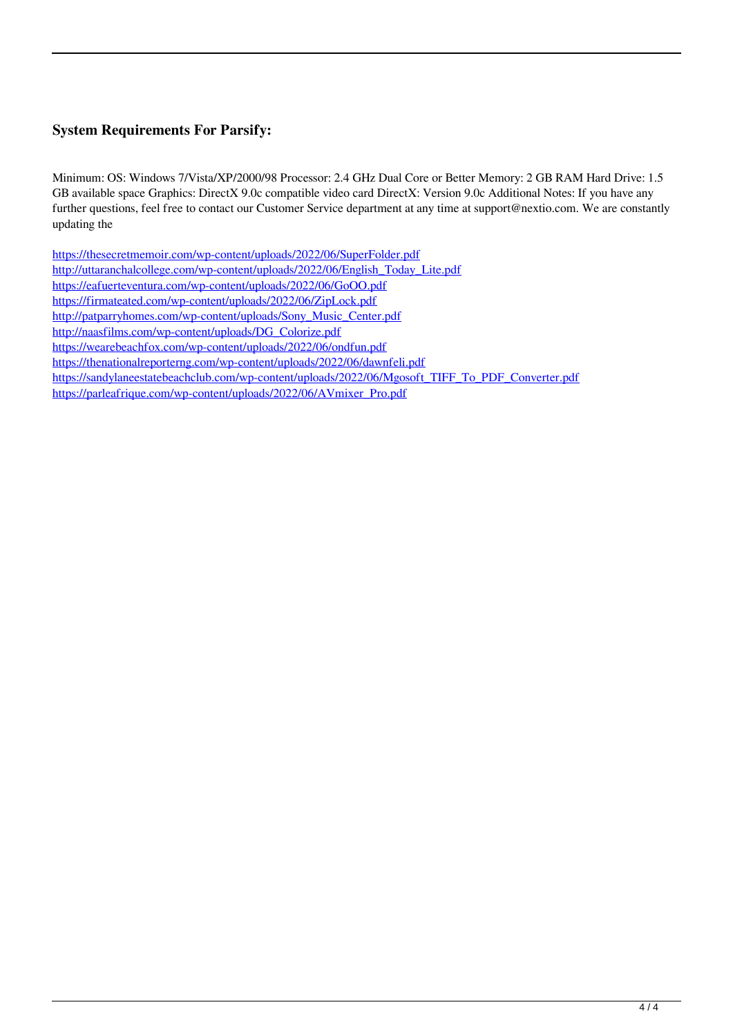### System Requirements For Parsify:

Minimum: OS: Windows 7/Vista/XP/2000/98 Processor: 2.4 GHz Dual Core or Better Memory: 2 GB RAM Hard Drive: 1.5 GB available space Graphics: DirectX 9.0c compatible video card DirectX: Version 9.0c Additional Notes: If you have any further questions, feel free to contact our Customer Service department at any time at support@nextio.com. We are constantly updating the

https://thesecretmemoir.com/wp-content/uploads/2022/06/SuperFolder.pdf
http://uttaranchalcollege.com/wp-content/uploads/2022/06/English_Today_Lite.pdf
https://eafuerteventura.com/wp-content/uploads/2022/06/GoOO.pdf
https://firmateated.com/wp-content/uploads/2022/06/ZipLock.pdf
http://patparryhomes.com/wp-content/uploads/Sony_Music_Center.pdf
http://naasfilms.com/wp-content/uploads/DG_Colorize.pdf
https://wearebeachfox.com/wp-content/uploads/2022/06/ondfun.pdf
https://thenationalreporterng.com/wp-content/uploads/2022/06/dawnfeli.pdf
https://sandylaneestatebeachclub.com/wp-content/uploads/2022/06/Mgosoft_TIFF_To_PDF_Converter.pdf
https://parleafrique.com/wp-content/uploads/2022/06/AVmixer_Pro.pdf